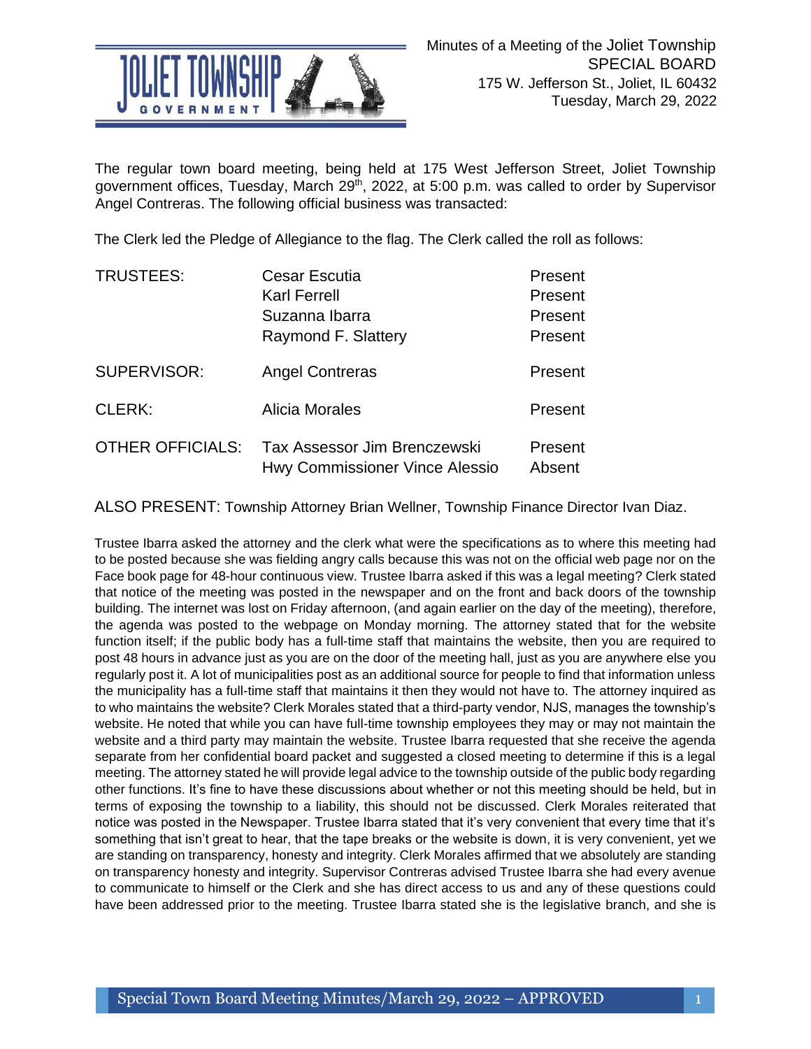JOLIET TOWNSHIP GOVERNMENT

Minutes of a Meeting of the Joliet Township
SPECIAL BOARD
175 W. Jefferson St., Joliet, IL 60432
Tuesday, March 29, 2022

The regular town board meeting, being held at 175 West Jefferson Street, Joliet Township government offices, Tuesday, March 29th, 2022, at 5:00 p.m. was called to order by Supervisor Angel Contreras. The following official business was transacted:

The Clerk led the Pledge of Allegiance to the flag. The Clerk called the roll as follows:

| | | |
|---|---|---|
| TRUSTEES: | Cesar Escutia | Present |
| | Karl Ferrell | Present |
| | Suzanna Ibarra | Present |
| | Raymond F. Slattery | Present |
| SUPERVISOR: | Angel Contreras | Present |
| CLERK: | Alicia Morales | Present |
| OTHER OFFICIALS: | Tax Assessor Jim Brenczewski | Present |
| | Hwy Commissioner Vince Alessio | Absent |

ALSO PRESENT: Township Attorney Brian Wellner, Township Finance Director Ivan Diaz.

Trustee Ibarra asked the attorney and the clerk what were the specifications as to where this meeting had to be posted because she was fielding angry calls because this was not on the official web page nor on the Face book page for 48-hour continuous view. Trustee Ibarra asked if this was a legal meeting? Clerk stated that notice of the meeting was posted in the newspaper and on the front and back doors of the township building. The internet was lost on Friday afternoon, (and again earlier on the day of the meeting), therefore, the agenda was posted to the webpage on Monday morning. The attorney stated that for the website function itself; if the public body has a full-time staff that maintains the website, then you are required to post 48 hours in advance just as you are on the door of the meeting hall, just as you are anywhere else you regularly post it. A lot of municipalities post as an additional source for people to find that information unless the municipality has a full-time staff that maintains it then they would not have to. The attorney inquired as to who maintains the website? Clerk Morales stated that a third-party vendor, NJS, manages the township's website. He noted that while you can have full-time township employees they may or may not maintain the website and a third party may maintain the website. Trustee Ibarra requested that she receive the agenda separate from her confidential board packet and suggested a closed meeting to determine if this is a legal meeting. The attorney stated he will provide legal advice to the township outside of the public body regarding other functions. It's fine to have these discussions about whether or not this meeting should be held, but in terms of exposing the township to a liability, this should not be discussed. Clerk Morales reiterated that notice was posted in the Newspaper. Trustee Ibarra stated that it's very convenient that every time that it's something that isn't great to hear, that the tape breaks or the website is down, it is very convenient, yet we are standing on transparency, honesty and integrity. Clerk Morales affirmed that we absolutely are standing on transparency honesty and integrity. Supervisor Contreras advised Trustee Ibarra she had every avenue to communicate to himself or the Clerk and she has direct access to us and any of these questions could have been addressed prior to the meeting. Trustee Ibarra stated she is the legislative branch, and she is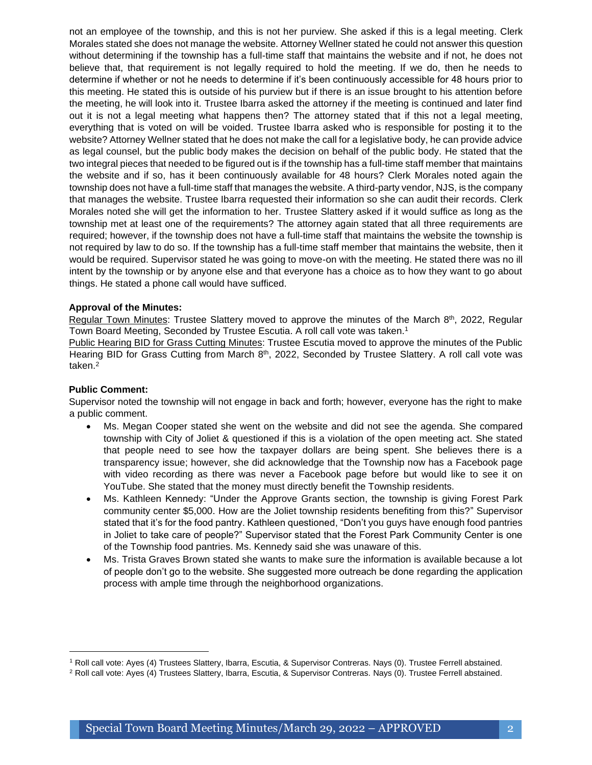not an employee of the township, and this is not her purview. She asked if this is a legal meeting. Clerk Morales stated she does not manage the website. Attorney Wellner stated he could not answer this question without determining if the township has a full-time staff that maintains the website and if not, he does not believe that, that requirement is not legally required to hold the meeting. If we do, then he needs to determine if whether or not he needs to determine if it's been continuously accessible for 48 hours prior to this meeting. He stated this is outside of his purview but if there is an issue brought to his attention before the meeting, he will look into it. Trustee Ibarra asked the attorney if the meeting is continued and later find out it is not a legal meeting what happens then? The attorney stated that if this not a legal meeting, everything that is voted on will be voided. Trustee Ibarra asked who is responsible for posting it to the website? Attorney Wellner stated that he does not make the call for a legislative body, he can provide advice as legal counsel, but the public body makes the decision on behalf of the public body. He stated that the two integral pieces that needed to be figured out is if the township has a full-time staff member that maintains the website and if so, has it been continuously available for 48 hours? Clerk Morales noted again the township does not have a full-time staff that manages the website. A third-party vendor, NJS, is the company that manages the website. Trustee Ibarra requested their information so she can audit their records. Clerk Morales noted she will get the information to her. Trustee Slattery asked if it would suffice as long as the township met at least one of the requirements? The attorney again stated that all three requirements are required; however, if the township does not have a full-time staff that maintains the website the township is not required by law to do so. If the township has a full-time staff member that maintains the website, then it would be required. Supervisor stated he was going to move-on with the meeting. He stated there was no ill intent by the township or by anyone else and that everyone has a choice as to how they want to go about things. He stated a phone call would have sufficed.

**Approval of the Minutes:**

Regular Town Minutes: Trustee Slattery moved to approve the minutes of the March 8th, 2022, Regular Town Board Meeting, Seconded by Trustee Escutia. A roll call vote was taken.[1]

Public Hearing BID for Grass Cutting Minutes: Trustee Escutia moved to approve the minutes of the Public Hearing BID for Grass Cutting from March 8th, 2022, Seconded by Trustee Slattery. A roll call vote was taken.[2]

**Public Comment:**

Supervisor noted the township will not engage in back and forth; however, everyone has the right to make a public comment.

- Ms. Megan Cooper stated she went on the website and did not see the agenda. She compared township with City of Joliet & questioned if this is a violation of the open meeting act. She stated that people need to see how the taxpayer dollars are being spent. She believes there is a transparency issue; however, she did acknowledge that the Township now has a Facebook page with video recording as there was never a Facebook page before but would like to see it on YouTube. She stated that the money must directly benefit the Township residents.
- Ms. Kathleen Kennedy: "Under the Approve Grants section, the township is giving Forest Park community center $5,000. How are the Joliet township residents benefiting from this?" Supervisor stated that it's for the food pantry. Kathleen questioned, "Don't you guys have enough food pantries in Joliet to take care of people?" Supervisor stated that the Forest Park Community Center is one of the Township food pantries. Ms. Kennedy said she was unaware of this.
- Ms. Trista Graves Brown stated she wants to make sure the information is available because a lot of people don't go to the website. She suggested more outreach be done regarding the application process with ample time through the neighborhood organizations.

[1] Roll call vote: Ayes (4) Trustees Slattery, Ibarra, Escutia, & Supervisor Contreras. Nays (0). Trustee Ferrell abstained.

[2] Roll call vote: Ayes (4) Trustees Slattery, Ibarra, Escutia, & Supervisor Contreras. Nays (0). Trustee Ferrell abstained.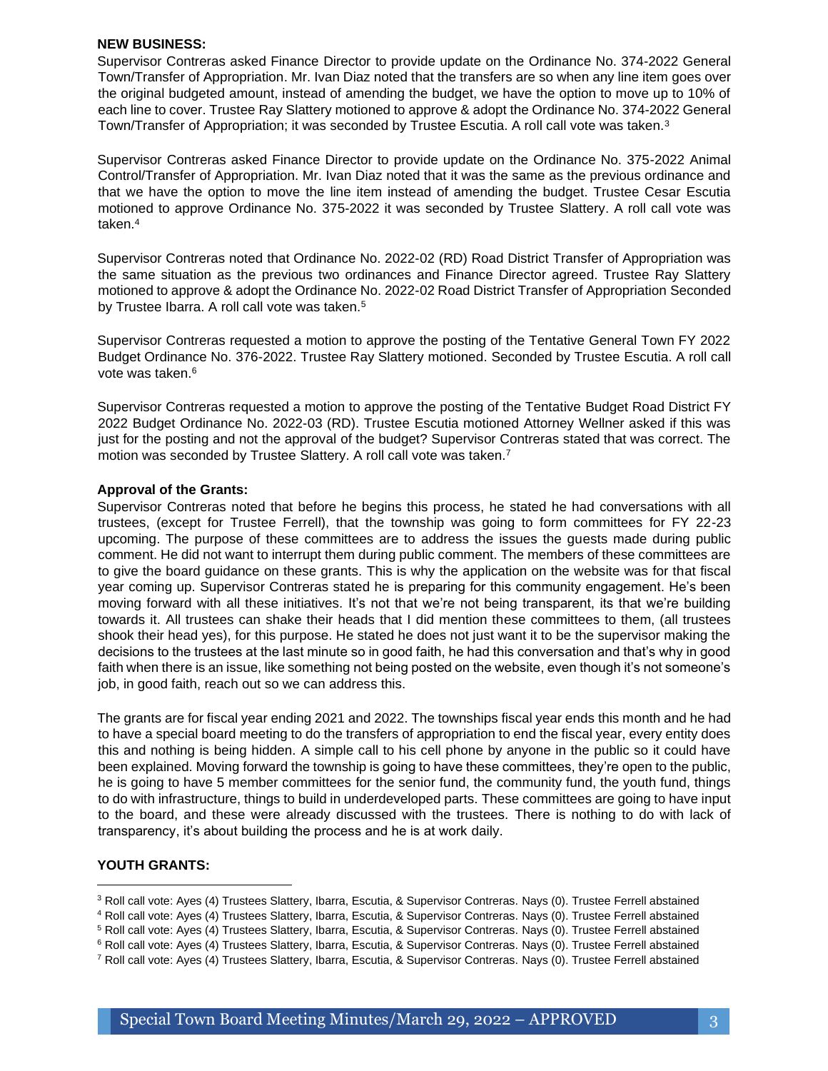**NEW BUSINESS:**

Supervisor Contreras asked Finance Director to provide update on the Ordinance No. 374-2022 General Town/Transfer of Appropriation. Mr. Ivan Diaz noted that the transfers are so when any line item goes over the original budgeted amount, instead of amending the budget, we have the option to move up to 10% of each line to cover. Trustee Ray Slattery motioned to approve & adopt the Ordinance No. 374-2022 General Town/Transfer of Appropriation; it was seconded by Trustee Escutia. A roll call vote was taken.[3]

Supervisor Contreras asked Finance Director to provide update on the Ordinance No. 375-2022 Animal Control/Transfer of Appropriation. Mr. Ivan Diaz noted that it was the same as the previous ordinance and that we have the option to move the line item instead of amending the budget. Trustee Cesar Escutia motioned to approve Ordinance No. 375-2022 it was seconded by Trustee Slattery. A roll call vote was taken.[4]

Supervisor Contreras noted that Ordinance No. 2022-02 (RD) Road District Transfer of Appropriation was the same situation as the previous two ordinances and Finance Director agreed. Trustee Ray Slattery motioned to approve & adopt the Ordinance No. 2022-02 Road District Transfer of Appropriation Seconded by Trustee Ibarra. A roll call vote was taken.[5]

Supervisor Contreras requested a motion to approve the posting of the Tentative General Town FY 2022 Budget Ordinance No. 376-2022. Trustee Ray Slattery motioned. Seconded by Trustee Escutia. A roll call vote was taken.[6]

Supervisor Contreras requested a motion to approve the posting of the Tentative Budget Road District FY 2022 Budget Ordinance No. 2022-03 (RD). Trustee Escutia motioned Attorney Wellner asked if this was just for the posting and not the approval of the budget? Supervisor Contreras stated that was correct. The motion was seconded by Trustee Slattery. A roll call vote was taken.[7]

**Approval of the Grants:**

Supervisor Contreras noted that before he begins this process, he stated he had conversations with all trustees, (except for Trustee Ferrell), that the township was going to form committees for FY 22-23 upcoming. The purpose of these committees are to address the issues the guests made during public comment. He did not want to interrupt them during public comment. The members of these committees are to give the board guidance on these grants. This is why the application on the website was for that fiscal year coming up. Supervisor Contreras stated he is preparing for this community engagement. He's been moving forward with all these initiatives. It's not that we're not being transparent, its that we're building towards it. All trustees can shake their heads that I did mention these committees to them, (all trustees shook their head yes), for this purpose. He stated he does not just want it to be the supervisor making the decisions to the trustees at the last minute so in good faith, he had this conversation and that's why in good faith when there is an issue, like something not being posted on the website, even though it's not someone's job, in good faith, reach out so we can address this.

The grants are for fiscal year ending 2021 and 2022. The townships fiscal year ends this month and he had to have a special board meeting to do the transfers of appropriation to end the fiscal year, every entity does this and nothing is being hidden. A simple call to his cell phone by anyone in the public so it could have been explained. Moving forward the township is going to have these committees, they're open to the public, he is going to have 5 member committees for the senior fund, the community fund, the youth fund, things to do with infrastructure, things to build in underdeveloped parts. These committees are going to have input to the board, and these were already discussed with the trustees. There is nothing to do with lack of transparency, it's about building the process and he is at work daily.

**YOUTH GRANTS:**

---

[3] Roll call vote: Ayes (4) Trustees Slattery, Ibarra, Escutia, & Supervisor Contreras. Nays (0). Trustee Ferrell abstained

[4] Roll call vote: Ayes (4) Trustees Slattery, Ibarra, Escutia, & Supervisor Contreras. Nays (0). Trustee Ferrell abstained

[5] Roll call vote: Ayes (4) Trustees Slattery, Ibarra, Escutia, & Supervisor Contreras. Nays (0). Trustee Ferrell abstained

[6] Roll call vote: Ayes (4) Trustees Slattery, Ibarra, Escutia, & Supervisor Contreras. Nays (0). Trustee Ferrell abstained

[7] Roll call vote: Ayes (4) Trustees Slattery, Ibarra, Escutia, & Supervisor Contreras. Nays (0). Trustee Ferrell abstained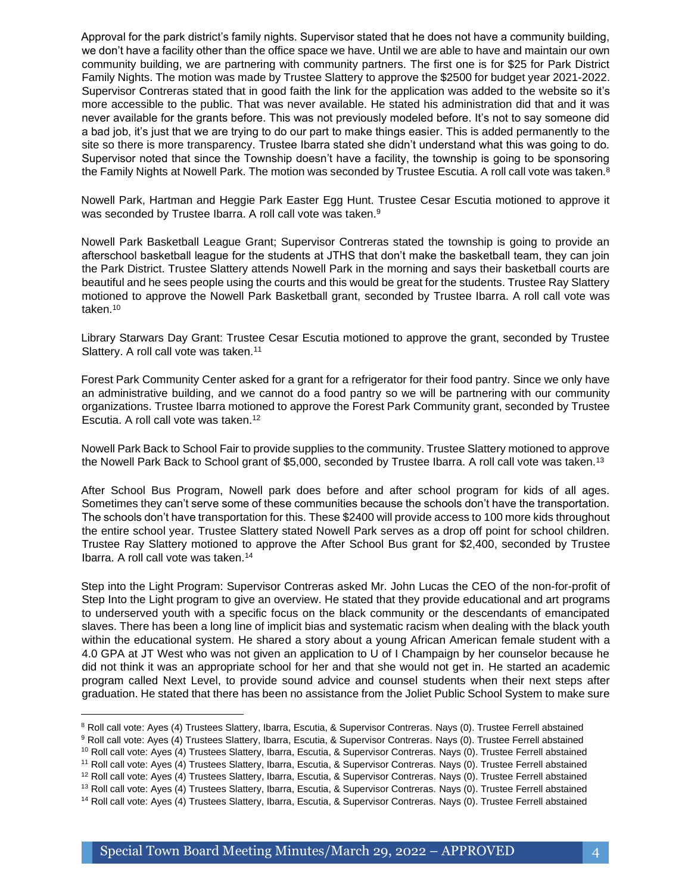Approval for the park district's family nights. Supervisor stated that he does not have a community building, we don't have a facility other than the office space we have. Until we are able to have and maintain our own community building, we are partnering with community partners. The first one is for $25 for Park District Family Nights. The motion was made by Trustee Slattery to approve the $2500 for budget year 2021-2022. Supervisor Contreras stated that in good faith the link for the application was added to the website so it's more accessible to the public. That was never available. He stated his administration did that and it was never available for the grants before. This was not previously modeled before. It's not to say someone did a bad job, it's just that we are trying to do our part to make things easier. This is added permanently to the site so there is more transparency. Trustee Ibarra stated she didn't understand what this was going to do. Supervisor noted that since the Township doesn't have a facility, the township is going to be sponsoring the Family Nights at Nowell Park. The motion was seconded by Trustee Escutia. A roll call vote was taken.[8]

Nowell Park, Hartman and Heggie Park Easter Egg Hunt. Trustee Cesar Escutia motioned to approve it was seconded by Trustee Ibarra. A roll call vote was taken.[9]

Nowell Park Basketball League Grant; Supervisor Contreras stated the township is going to provide an afterschool basketball league for the students at JTHS that don't make the basketball team, they can join the Park District. Trustee Slattery attends Nowell Park in the morning and says their basketball courts are beautiful and he sees people using the courts and this would be great for the students. Trustee Ray Slattery motioned to approve the Nowell Park Basketball grant, seconded by Trustee Ibarra. A roll call vote was taken.[10]

Library Starwars Day Grant: Trustee Cesar Escutia motioned to approve the grant, seconded by Trustee Slattery. A roll call vote was taken.[11]

Forest Park Community Center asked for a grant for a refrigerator for their food pantry. Since we only have an administrative building, and we cannot do a food pantry so we will be partnering with our community organizations. Trustee Ibarra motioned to approve the Forest Park Community grant, seconded by Trustee Escutia. A roll call vote was taken.[12]

Nowell Park Back to School Fair to provide supplies to the community. Trustee Slattery motioned to approve the Nowell Park Back to School grant of $5,000, seconded by Trustee Ibarra. A roll call vote was taken.[13]

After School Bus Program, Nowell park does before and after school program for kids of all ages. Sometimes they can't serve some of these communities because the schools don't have the transportation. The schools don't have transportation for this. These $2400 will provide access to 100 more kids throughout the entire school year. Trustee Slattery stated Nowell Park serves as a drop off point for school children. Trustee Ray Slattery motioned to approve the After School Bus grant for $2,400, seconded by Trustee Ibarra. A roll call vote was taken.[14]

Step into the Light Program: Supervisor Contreras asked Mr. John Lucas the CEO of the non-for-profit of Step Into the Light program to give an overview. He stated that they provide educational and art programs to underserved youth with a specific focus on the black community or the descendants of emancipated slaves. There has been a long line of implicit bias and systematic racism when dealing with the black youth within the educational system. He shared a story about a young African American female student with a 4.0 GPA at JT West who was not given an application to U of I Champaign by her counselor because he did not think it was an appropriate school for her and that she would not get in. He started an academic program called Next Level, to provide sound advice and counsel students when their next steps after graduation. He stated that there has been no assistance from the Joliet Public School System to make sure

---

[8] Roll call vote: Ayes (4) Trustees Slattery, Ibarra, Escutia, & Supervisor Contreras. Nays (0). Trustee Ferrell abstained

[9] Roll call vote: Ayes (4) Trustees Slattery, Ibarra, Escutia, & Supervisor Contreras. Nays (0). Trustee Ferrell abstained

[10] Roll call vote: Ayes (4) Trustees Slattery, Ibarra, Escutia, & Supervisor Contreras. Nays (0). Trustee Ferrell abstained

[11] Roll call vote: Ayes (4) Trustees Slattery, Ibarra, Escutia, & Supervisor Contreras. Nays (0). Trustee Ferrell abstained

[12] Roll call vote: Ayes (4) Trustees Slattery, Ibarra, Escutia, & Supervisor Contreras. Nays (0). Trustee Ferrell abstained

[13] Roll call vote: Ayes (4) Trustees Slattery, Ibarra, Escutia, & Supervisor Contreras. Nays (0). Trustee Ferrell abstained

[14] Roll call vote: Ayes (4) Trustees Slattery, Ibarra, Escutia, & Supervisor Contreras. Nays (0). Trustee Ferrell abstained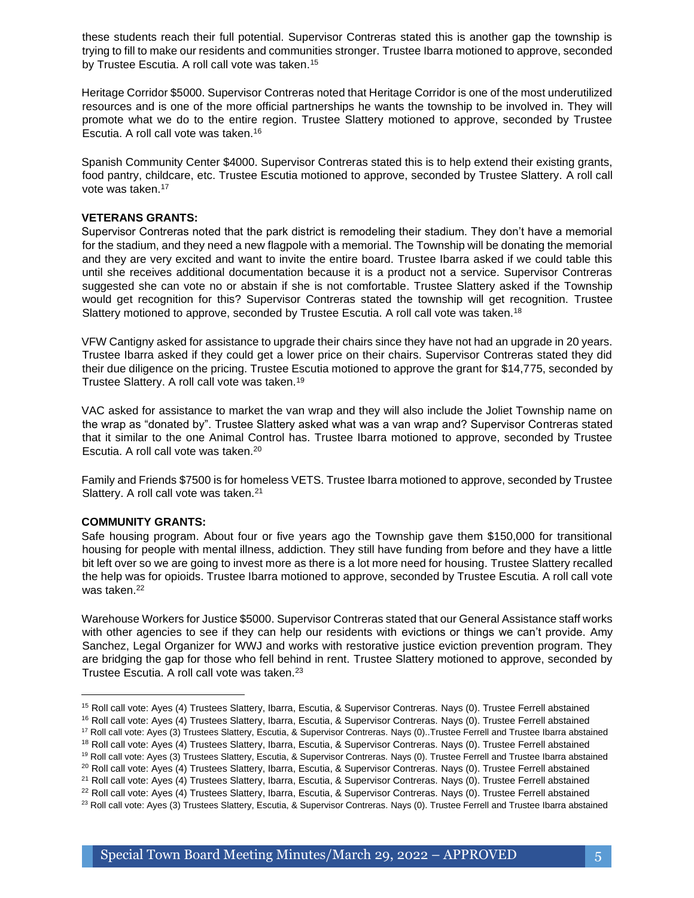these students reach their full potential. Supervisor Contreras stated this is another gap the township is trying to fill to make our residents and communities stronger. Trustee Ibarra motioned to approve, seconded by Trustee Escutia. A roll call vote was taken.[15]

Heritage Corridor $5000. Supervisor Contreras noted that Heritage Corridor is one of the most underutilized resources and is one of the more official partnerships he wants the township to be involved in. They will promote what we do to the entire region. Trustee Slattery motioned to approve, seconded by Trustee Escutia. A roll call vote was taken.[16]

Spanish Community Center $4000. Supervisor Contreras stated this is to help extend their existing grants, food pantry, childcare, etc. Trustee Escutia motioned to approve, seconded by Trustee Slattery. A roll call vote was taken.[17]

**VETERANS GRANTS:**

Supervisor Contreras noted that the park district is remodeling their stadium. They don't have a memorial for the stadium, and they need a new flagpole with a memorial. The Township will be donating the memorial and they are very excited and want to invite the entire board. Trustee Ibarra asked if we could table this until she receives additional documentation because it is a product not a service. Supervisor Contreras suggested she can vote no or abstain if she is not comfortable. Trustee Slattery asked if the Township would get recognition for this? Supervisor Contreras stated the township will get recognition. Trustee Slattery motioned to approve, seconded by Trustee Escutia. A roll call vote was taken.[18]

VFW Cantigny asked for assistance to upgrade their chairs since they have not had an upgrade in 20 years. Trustee Ibarra asked if they could get a lower price on their chairs. Supervisor Contreras stated they did their due diligence on the pricing. Trustee Escutia motioned to approve the grant for $14,775, seconded by Trustee Slattery. A roll call vote was taken.[19]

VAC asked for assistance to market the van wrap and they will also include the Joliet Township name on the wrap as "donated by". Trustee Slattery asked what was a van wrap and? Supervisor Contreras stated that it similar to the one Animal Control has. Trustee Ibarra motioned to approve, seconded by Trustee Escutia. A roll call vote was taken.[20]

Family and Friends $7500 is for homeless VETS. Trustee Ibarra motioned to approve, seconded by Trustee Slattery. A roll call vote was taken.[21]

**COMMUNITY GRANTS:**

Safe housing program. About four or five years ago the Township gave them $150,000 for transitional housing for people with mental illness, addiction. They still have funding from before and they have a little bit left over so we are going to invest more as there is a lot more need for housing. Trustee Slattery recalled the help was for opioids. Trustee Ibarra motioned to approve, seconded by Trustee Escutia. A roll call vote was taken.[22]

Warehouse Workers for Justice $5000. Supervisor Contreras stated that our General Assistance staff works with other agencies to see if they can help our residents with evictions or things we can't provide. Amy Sanchez, Legal Organizer for WWJ and works with restorative justice eviction prevention program. They are bridging the gap for those who fell behind in rent. Trustee Slattery motioned to approve, seconded by Trustee Escutia. A roll call vote was taken.[23]

---

[15] Roll call vote: Ayes (4) Trustees Slattery, Ibarra, Escutia, & Supervisor Contreras. Nays (0). Trustee Ferrell abstained

[16] Roll call vote: Ayes (4) Trustees Slattery, Ibarra, Escutia, & Supervisor Contreras. Nays (0). Trustee Ferrell abstained

[17] Roll call vote: Ayes (3) Trustees Slattery, Escutia, & Supervisor Contreras. Nays (0)..Trustee Ferrell and Trustee Ibarra abstained

[18] Roll call vote: Ayes (4) Trustees Slattery, Ibarra, Escutia, & Supervisor Contreras. Nays (0). Trustee Ferrell abstained

[19] Roll call vote: Ayes (3) Trustees Slattery, Escutia, & Supervisor Contreras. Nays (0). Trustee Ferrell and Trustee Ibarra abstained

[20] Roll call vote: Ayes (4) Trustees Slattery, Ibarra, Escutia, & Supervisor Contreras. Nays (0). Trustee Ferrell abstained

[21] Roll call vote: Ayes (4) Trustees Slattery, Ibarra, Escutia, & Supervisor Contreras. Nays (0). Trustee Ferrell abstained

[22] Roll call vote: Ayes (4) Trustees Slattery, Ibarra, Escutia, & Supervisor Contreras. Nays (0). Trustee Ferrell abstained

[23] Roll call vote: Ayes (3) Trustees Slattery, Escutia, & Supervisor Contreras. Nays (0). Trustee Ferrell and Trustee Ibarra abstained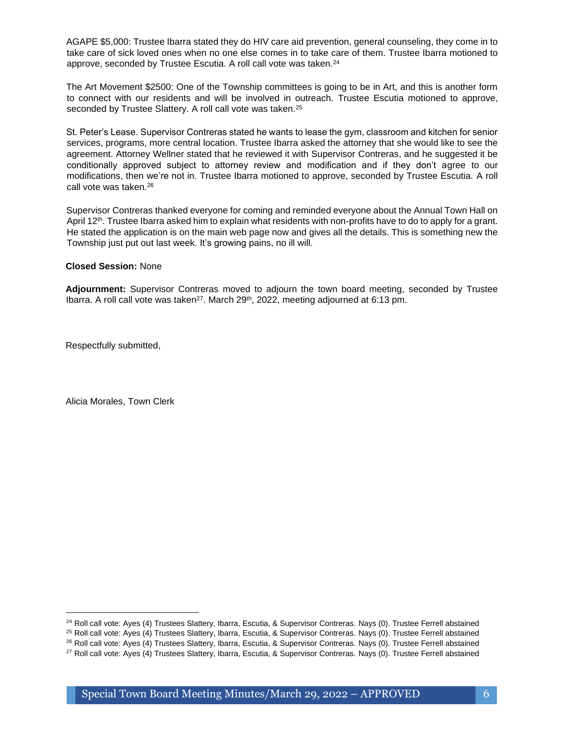AGAPE $5,000: Trustee Ibarra stated they do HIV care aid prevention, general counseling, they come in to take care of sick loved ones when no one else comes in to take care of them. Trustee Ibarra motioned to approve, seconded by Trustee Escutia. A roll call vote was taken.[24]

The Art Movement $2500: One of the Township committees is going to be in Art, and this is another form to connect with our residents and will be involved in outreach. Trustee Escutia motioned to approve, seconded by Trustee Slattery. A roll call vote was taken.[25]

St. Peter's Lease. Supervisor Contreras stated he wants to lease the gym, classroom and kitchen for senior services, programs, more central location. Trustee Ibarra asked the attorney that she would like to see the agreement. Attorney Wellner stated that he reviewed it with Supervisor Contreras, and he suggested it be conditionally approved subject to attorney review and modification and if they don't agree to our modifications, then we're not in. Trustee Ibarra motioned to approve, seconded by Trustee Escutia. A roll call vote was taken.[26]

Supervisor Contreras thanked everyone for coming and reminded everyone about the Annual Town Hall on April 12th. Trustee Ibarra asked him to explain what residents with non-profits have to do to apply for a grant. He stated the application is on the main web page now and gives all the details. This is something new the Township just put out last week. It's growing pains, no ill will.

**Closed Session:** None

**Adjournment:** Supervisor Contreras moved to adjourn the town board meeting, seconded by Trustee Ibarra. A roll call vote was taken[27]. March 29th, 2022, meeting adjourned at 6:13 pm.

Respectfully submitted,

Alicia Morales, Town Clerk

---

[24] Roll call vote: Ayes (4) Trustees Slattery, Ibarra, Escutia, & Supervisor Contreras. Nays (0). Trustee Ferrell abstained

[25] Roll call vote: Ayes (4) Trustees Slattery, Ibarra, Escutia, & Supervisor Contreras. Nays (0). Trustee Ferrell abstained

[26] Roll call vote: Ayes (4) Trustees Slattery, Ibarra, Escutia, & Supervisor Contreras. Nays (0). Trustee Ferrell abstained

[27] Roll call vote: Ayes (4) Trustees Slattery, Ibarra, Escutia, & Supervisor Contreras. Nays (0). Trustee Ferrell abstained